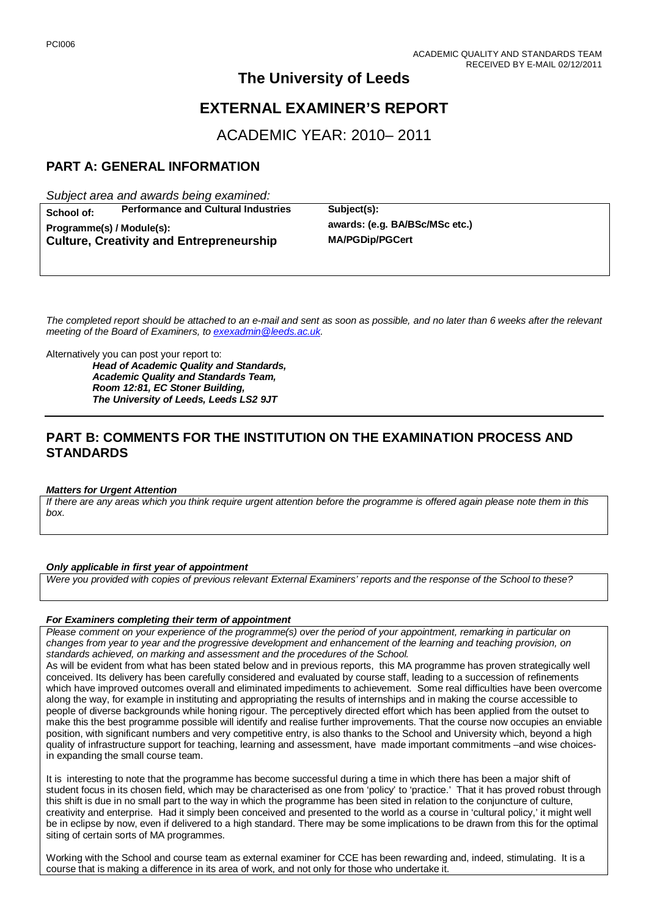PCI006

ACADEMIC QUALITY AND STANDARDS TEAM
RECEIVED BY E-MAIL 02/12/2011

# The University of Leeds

# EXTERNAL EXAMINER'S REPORT

## ACADEMIC YEAR: 2010– 2011

## PART A: GENERAL INFORMATION

*Subject area and awards being examined:*

| **School of:** Performance and Cultural Industries | **Subject(s):** |
|---|---|
| **Programme(s) / Module(s):** **Culture, Creativity and Entrepreneurship** | **awards: (e.g. BA/BSc/MSc etc.)** **MA/PGDip/PGCert** |

*The completed report should be attached to an e-mail and sent as soon as possible, and no later than 6 weeks after the relevant meeting of the Board of Examiners, to exexadmin@leeds.ac.uk.*

Alternatively you can post your report to:

***Head of Academic Quality and Standards,***
***Academic Quality and Standards Team,***
***Room 12:81, EC Stoner Building,***
***The University of Leeds, Leeds LS2 9JT***

## PART B: COMMENTS FOR THE INSTITUTION ON THE EXAMINATION PROCESS AND STANDARDS

***Matters for Urgent Attention***

*If there are any areas which you think require urgent attention before the programme is offered again please note them in this box.*

***Only applicable in first year of appointment***

*Were you provided with copies of previous relevant External Examiners' reports and the response of the School to these?*

***For Examiners completing their term of appointment***

*Please comment on your experience of the programme(s) over the period of your appointment, remarking in particular on changes from year to year and the progressive development and enhancement of the learning and teaching provision, on standards achieved, on marking and assessment and the procedures of the School.*

As will be evident from what has been stated below and in previous reports, this MA programme has proven strategically well conceived. Its delivery has been carefully considered and evaluated by course staff, leading to a succession of refinements which have improved outcomes overall and eliminated impediments to achievement. Some real difficulties have been overcome along the way, for example in instituting and appropriating the results of internships and in making the course accessible to people of diverse backgrounds while honing rigour. The perceptively directed effort which has been applied from the outset to make this the best programme possible will identify and realise further improvements. That the course now occupies an enviable position, with significant numbers and very competitive entry, is also thanks to the School and University which, beyond a high quality of infrastructure support for teaching, learning and assessment, have made important commitments –and wise choices- in expanding the small course team.

It is interesting to note that the programme has become successful during a time in which there has been a major shift of student focus in its chosen field, which may be characterised as one from 'policy' to 'practice.' That it has proved robust through this shift is due in no small part to the way in which the programme has been sited in relation to the conjuncture of culture, creativity and enterprise. Had it simply been conceived and presented to the world as a course in 'cultural policy,' it might well be in eclipse by now, even if delivered to a high standard. There may be some implications to be drawn from this for the optimal siting of certain sorts of MA programmes.

Working with the School and course team as external examiner for CCE has been rewarding and, indeed, stimulating. It is a course that is making a difference in its area of work, and not only for those who undertake it.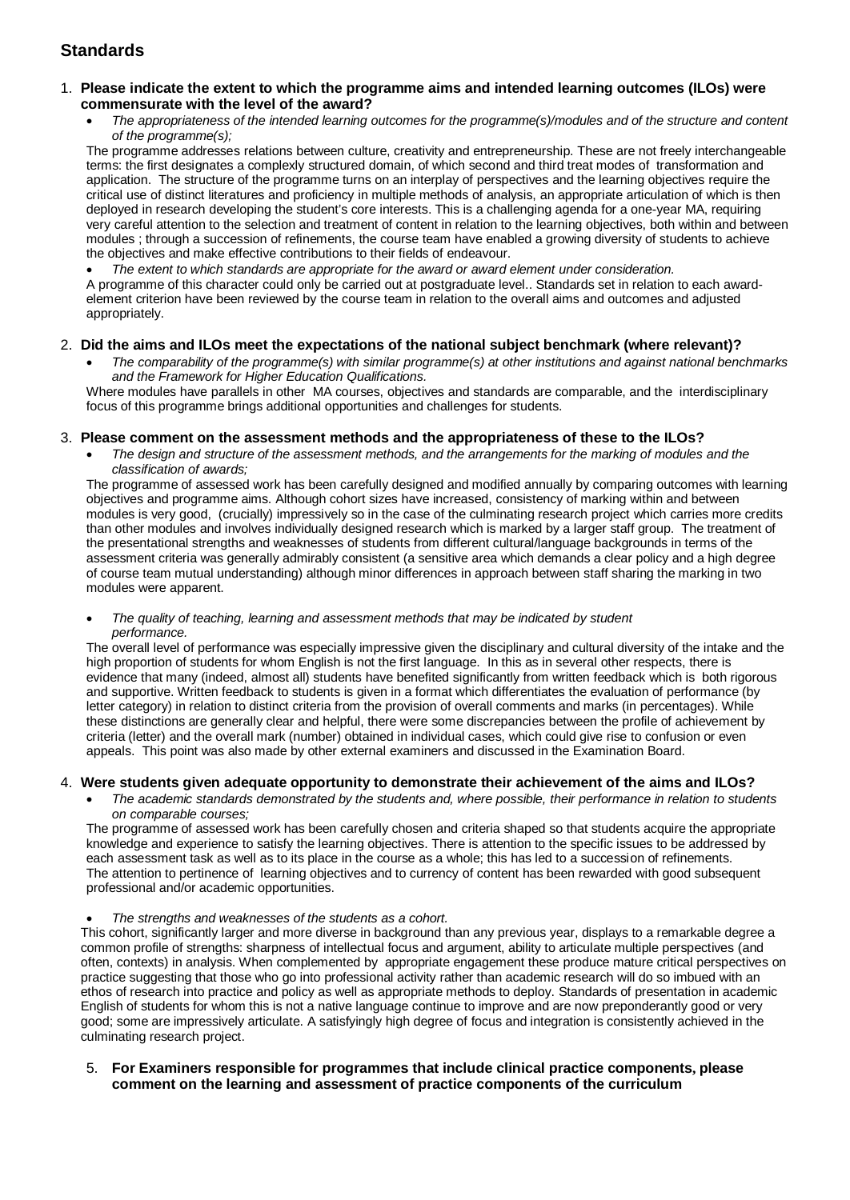## Standards

1. **Please indicate the extent to which the programme aims and intended learning outcomes (ILOs) were commensurate with the level of the award?**

   - *The appropriateness of the intended learning outcomes for the programme(s)/modules and of the structure and content of the programme(s);*

   The programme addresses relations between culture, creativity and entrepreneurship. These are not freely interchangeable terms: the first designates a complexly structured domain, of which second and third treat modes of transformation and application. The structure of the programme turns on an interplay of perspectives and the learning objectives require the critical use of distinct literatures and proficiency in multiple methods of analysis, an appropriate articulation of which is then deployed in research developing the student's core interests. This is a challenging agenda for a one-year MA, requiring very careful attention to the selection and treatment of content in relation to the learning objectives, both within and between modules ; through a succession of refinements, the course team have enabled a growing diversity of students to achieve the objectives and make effective contributions to their fields of endeavour.

   - *The extent to which standards are appropriate for the award or award element under consideration.*

   A programme of this character could only be carried out at postgraduate level.. Standards set in relation to each award-element criterion have been reviewed by the course team in relation to the overall aims and outcomes and adjusted appropriately.

2. **Did the aims and ILOs meet the expectations of the national subject benchmark (where relevant)?**

   - *The comparability of the programme(s) with similar programme(s) at other institutions and against national benchmarks and the Framework for Higher Education Qualifications.*

   Where modules have parallels in other MA courses, objectives and standards are comparable, and the interdisciplinary focus of this programme brings additional opportunities and challenges for students.

3. **Please comment on the assessment methods and the appropriateness of these to the ILOs?**

   - *The design and structure of the assessment methods, and the arrangements for the marking of modules and the classification of awards;*

   The programme of assessed work has been carefully designed and modified annually by comparing outcomes with learning objectives and programme aims. Although cohort sizes have increased, consistency of marking within and between modules is very good, (crucially) impressively so in the case of the culminating research project which carries more credits than other modules and involves individually designed research which is marked by a larger staff group. The treatment of the presentational strengths and weaknesses of students from different cultural/language backgrounds in terms of the assessment criteria was generally admirably consistent (a sensitive area which demands a clear policy and a high degree of course team mutual understanding) although minor differences in approach between staff sharing the marking in two modules were apparent.

   - *The quality of teaching, learning and assessment methods that may be indicated by student performance.*

   The overall level of performance was especially impressive given the disciplinary and cultural diversity of the intake and the high proportion of students for whom English is not the first language. In this as in several other respects, there is evidence that many (indeed, almost all) students have benefited significantly from written feedback which is both rigorous and supportive. Written feedback to students is given in a format which differentiates the evaluation of performance (by letter category) in relation to distinct criteria from the provision of overall comments and marks (in percentages). While these distinctions are generally clear and helpful, there were some discrepancies between the profile of achievement by criteria (letter) and the overall mark (number) obtained in individual cases, which could give rise to confusion or even appeals. This point was also made by other external examiners and discussed in the Examination Board.

4. **Were students given adequate opportunity to demonstrate their achievement of the aims and ILOs?**

   - *The academic standards demonstrated by the students and, where possible, their performance in relation to students on comparable courses;*

   The programme of assessed work has been carefully chosen and criteria shaped so that students acquire the appropriate knowledge and experience to satisfy the learning objectives. There is attention to the specific issues to be addressed by each assessment task as well as to its place in the course as a whole; this has led to a succession of refinements. The attention to pertinence of learning objectives and to currency of content has been rewarded with good subsequent professional and/or academic opportunities.

   - *The strengths and weaknesses of the students as a cohort.*

   This cohort, significantly larger and more diverse in background than any previous year, displays to a remarkable degree a common profile of strengths: sharpness of intellectual focus and argument, ability to articulate multiple perspectives (and often, contexts) in analysis. When complemented by appropriate engagement these produce mature critical perspectives on practice suggesting that those who go into professional activity rather than academic research will do so imbued with an ethos of research into practice and policy as well as appropriate methods to deploy. Standards of presentation in academic English of students for whom this is not a native language continue to improve and are now preponderantly good or very good; some are impressively articulate. A satisfyingly high degree of focus and integration is consistently achieved in the culminating research project.

5. **For Examiners responsible for programmes that include clinical practice components, please comment on the learning and assessment of practice components of the curriculum**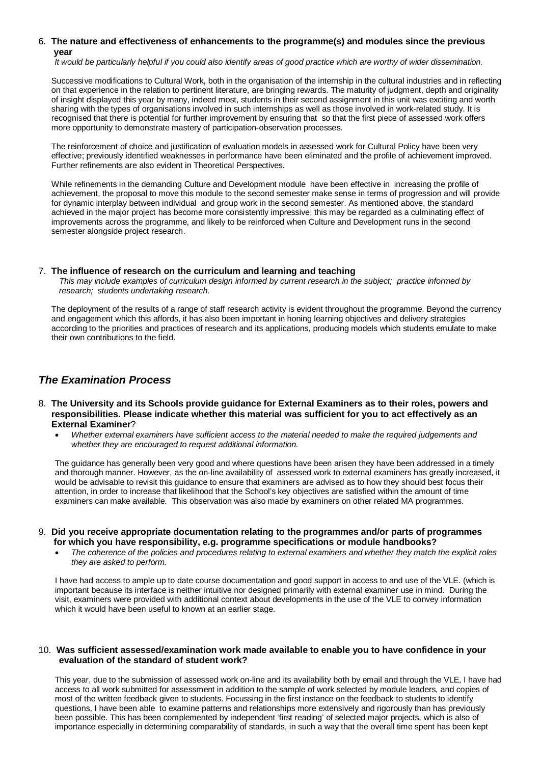6. **The nature and effectiveness of enhancements to the programme(s) and modules since the previous year**

   *It would be particularly helpful if you could also identify areas of good practice which are worthy of wider dissemination.*

   Successive modifications to Cultural Work, both in the organisation of the internship in the cultural industries and in reflecting on that experience in the relation to pertinent literature, are bringing rewards. The maturity of judgment, depth and originality of insight displayed this year by many, indeed most, students in their second assignment in this unit was exciting and worth sharing with the types of organisations involved in such internships as well as those involved in work-related study. It is recognised that there is potential for further improvement by ensuring that so that the first piece of assessed work offers more opportunity to demonstrate mastery of participation-observation processes.

   The reinforcement of choice and justification of evaluation models in assessed work for Cultural Policy have been very effective; previously identified weaknesses in performance have been eliminated and the profile of achievement improved. Further refinements are also evident in Theoretical Perspectives.

   While refinements in the demanding Culture and Development module have been effective in increasing the profile of achievement, the proposal to move this module to the second semester make sense in terms of progression and will provide for dynamic interplay between individual and group work in the second semester. As mentioned above, the standard achieved in the major project has become more consistently impressive; this may be regarded as a culminating effect of improvements across the programme, and likely to be reinforced when Culture and Development runs in the second semester alongside project research.

7. **The influence of research on the curriculum and learning and teaching**

   *This may include examples of curriculum design informed by current research in the subject; practice informed by research; students undertaking research.*

   The deployment of the results of a range of staff research activity is evident throughout the programme. Beyond the currency and engagement which this affords, it has also been important in honing learning objectives and delivery strategies according to the priorities and practices of research and its applications, producing models which students emulate to make their own contributions to the field.

## *The Examination Process*

8. **The University and its Schools provide guidance for External Examiners as to their roles, powers and responsibilities. Please indicate whether this material was sufficient for you to act effectively as an External Examiner**?

   - *Whether external examiners have sufficient access to the material needed to make the required judgements and whether they are encouraged to request additional information.*

   The guidance has generally been very good and where questions have been arisen they have been addressed in a timely and thorough manner. However, as the on-line availability of assessed work to external examiners has greatly increased, it would be advisable to revisit this guidance to ensure that examiners are advised as to how they should best focus their attention, in order to increase that likelihood that the School's key objectives are satisfied within the amount of time examiners can make available. This observation was also made by examiners on other related MA programmes.

9. **Did you receive appropriate documentation relating to the programmes and/or parts of programmes for which you have responsibility, e.g. programme specifications or module handbooks?**

   - *The coherence of the policies and procedures relating to external examiners and whether they match the explicit roles they are asked to perform.*

   I have had access to ample up to date course documentation and good support in access to and use of the VLE. (which is important because its interface is neither intuitive nor designed primarily with external examiner use in mind. During the visit, examiners were provided with additional context about developments in the use of the VLE to convey information which it would have been useful to known at an earlier stage.

10. **Was sufficient assessed/examination work made available to enable you to have confidence in your evaluation of the standard of student work?**

    This year, due to the submission of assessed work on-line and its availability both by email and through the VLE, I have had access to all work submitted for assessment in addition to the sample of work selected by module leaders, and copies of most of the written feedback given to students. Focussing in the first instance on the feedback to students to identify questions, I have been able to examine patterns and relationships more extensively and rigorously than has previously been possible. This has been complemented by independent 'first reading' of selected major projects, which is also of importance especially in determining comparability of standards, in such a way that the overall time spent has been kept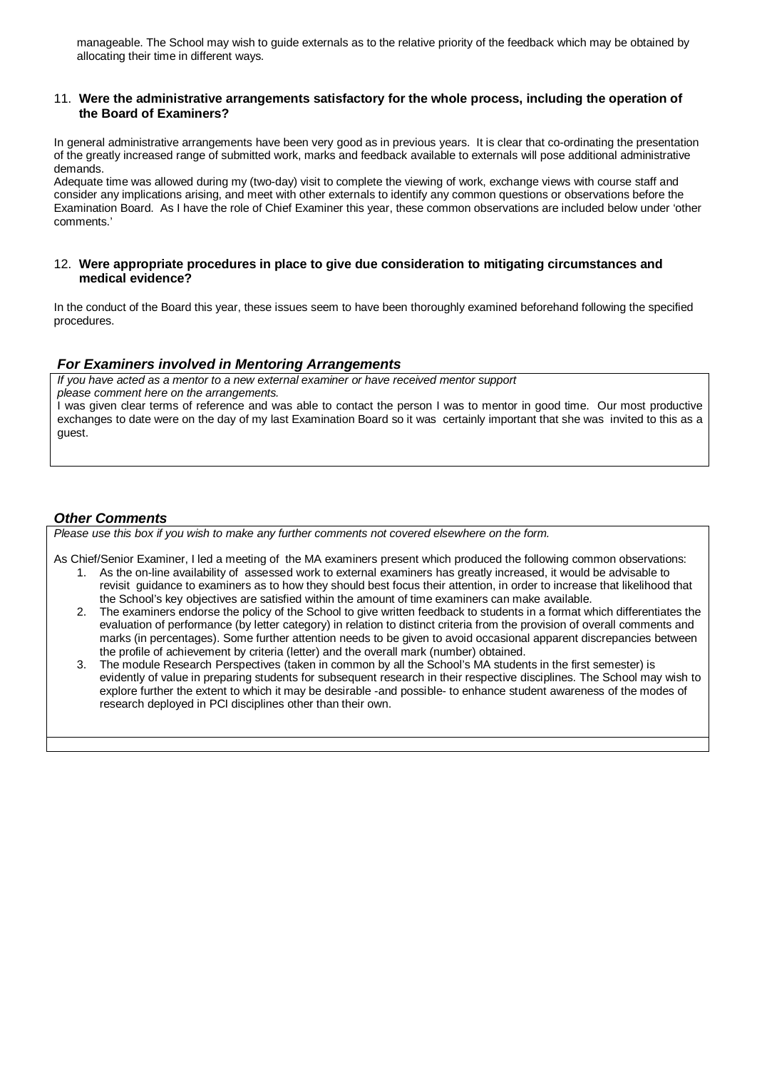manageable. The School may wish to guide externals as to the relative priority of the feedback which may be obtained by allocating their time in different ways.

11. **Were the administrative arrangements satisfactory for the whole process, including the operation of the Board of Examiners?**

In general administrative arrangements have been very good as in previous years. It is clear that co-ordinating the presentation of the greatly increased range of submitted work, marks and feedback available to externals will pose additional administrative demands.

Adequate time was allowed during my (two-day) visit to complete the viewing of work, exchange views with course staff and consider any implications arising, and meet with other externals to identify any common questions or observations before the Examination Board. As I have the role of Chief Examiner this year, these common observations are included below under 'other comments.'

12. **Were appropriate procedures in place to give due consideration to mitigating circumstances and medical evidence?**

In the conduct of the Board this year, these issues seem to have been thoroughly examined beforehand following the specified procedures.

### *For Examiners involved in Mentoring Arrangements*

*If you have acted as a mentor to a new external examiner or have received mentor support please comment here on the arrangements.*

I was given clear terms of reference and was able to contact the person I was to mentor in good time. Our most productive exchanges to date were on the day of my last Examination Board so it was certainly important that she was invited to this as a guest.

### *Other Comments*

*Please use this box if you wish to make any further comments not covered elsewhere on the form.*

As Chief/Senior Examiner, I led a meeting of the MA examiners present which produced the following common observations:

1. As the on-line availability of assessed work to external examiners has greatly increased, it would be advisable to revisit guidance to examiners as to how they should best focus their attention, in order to increase that likelihood that the School's key objectives are satisfied within the amount of time examiners can make available.
2. The examiners endorse the policy of the School to give written feedback to students in a format which differentiates the evaluation of performance (by letter category) in relation to distinct criteria from the provision of overall comments and marks (in percentages). Some further attention needs to be given to avoid occasional apparent discrepancies between the profile of achievement by criteria (letter) and the overall mark (number) obtained.
3. The module Research Perspectives (taken in common by all the School's MA students in the first semester) is evidently of value in preparing students for subsequent research in their respective disciplines. The School may wish to explore further the extent to which it may be desirable -and possible- to enhance student awareness of the modes of research deployed in PCI disciplines other than their own.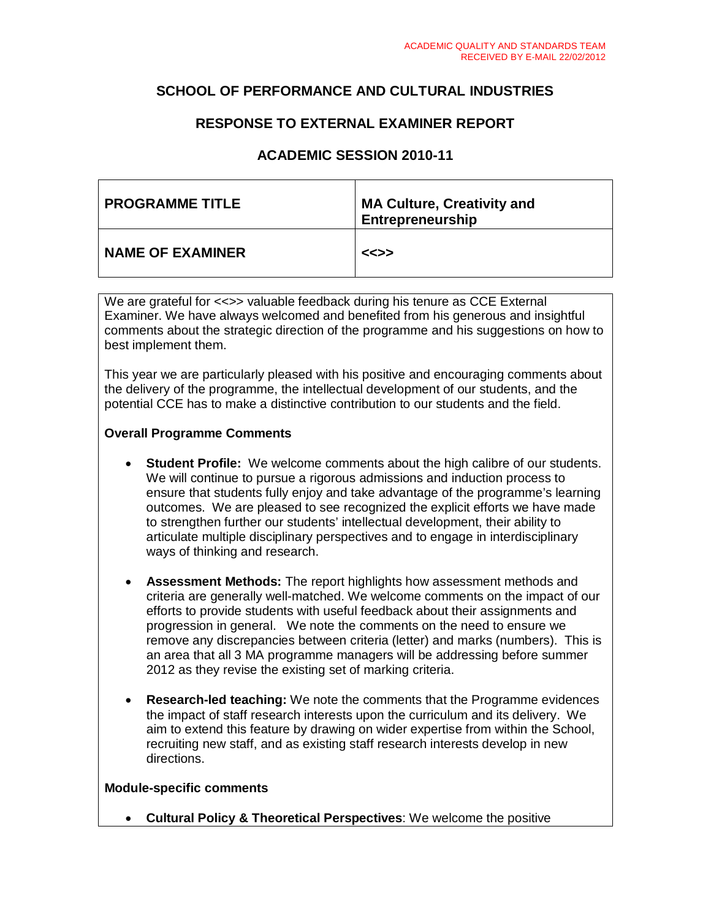ACADEMIC QUALITY AND STANDARDS TEAM
RECEIVED BY E-MAIL 22/02/2012

## SCHOOL OF PERFORMANCE AND CULTURAL INDUSTRIES

## RESPONSE TO EXTERNAL EXAMINER REPORT

## ACADEMIC SESSION 2010-11

| **PROGRAMME TITLE** | **MA Culture, Creativity and Entrepreneurship** |
|---|---|
| **NAME OF EXAMINER** | **<<>>** |

We are grateful for <<>> valuable feedback during his tenure as CCE External Examiner. We have always welcomed and benefited from his generous and insightful comments about the strategic direction of the programme and his suggestions on how to best implement them.

This year we are particularly pleased with his positive and encouraging comments about the delivery of the programme, the intellectual development of our students, and the potential CCE has to make a distinctive contribution to our students and the field.

**Overall Programme Comments**

- **Student Profile:** We welcome comments about the high calibre of our students. We will continue to pursue a rigorous admissions and induction process to ensure that students fully enjoy and take advantage of the programme's learning outcomes. We are pleased to see recognized the explicit efforts we have made to strengthen further our students' intellectual development, their ability to articulate multiple disciplinary perspectives and to engage in interdisciplinary ways of thinking and research.

- **Assessment Methods:** The report highlights how assessment methods and criteria are generally well-matched. We welcome comments on the impact of our efforts to provide students with useful feedback about their assignments and progression in general. We note the comments on the need to ensure we remove any discrepancies between criteria (letter) and marks (numbers). This is an area that all 3 MA programme managers will be addressing before summer 2012 as they revise the existing set of marking criteria.

- **Research-led teaching:** We note the comments that the Programme evidences the impact of staff research interests upon the curriculum and its delivery. We aim to extend this feature by drawing on wider expertise from within the School, recruiting new staff, and as existing staff research interests develop in new directions.

**Module-specific comments**

- **Cultural Policy & Theoretical Perspectives**: We welcome the positive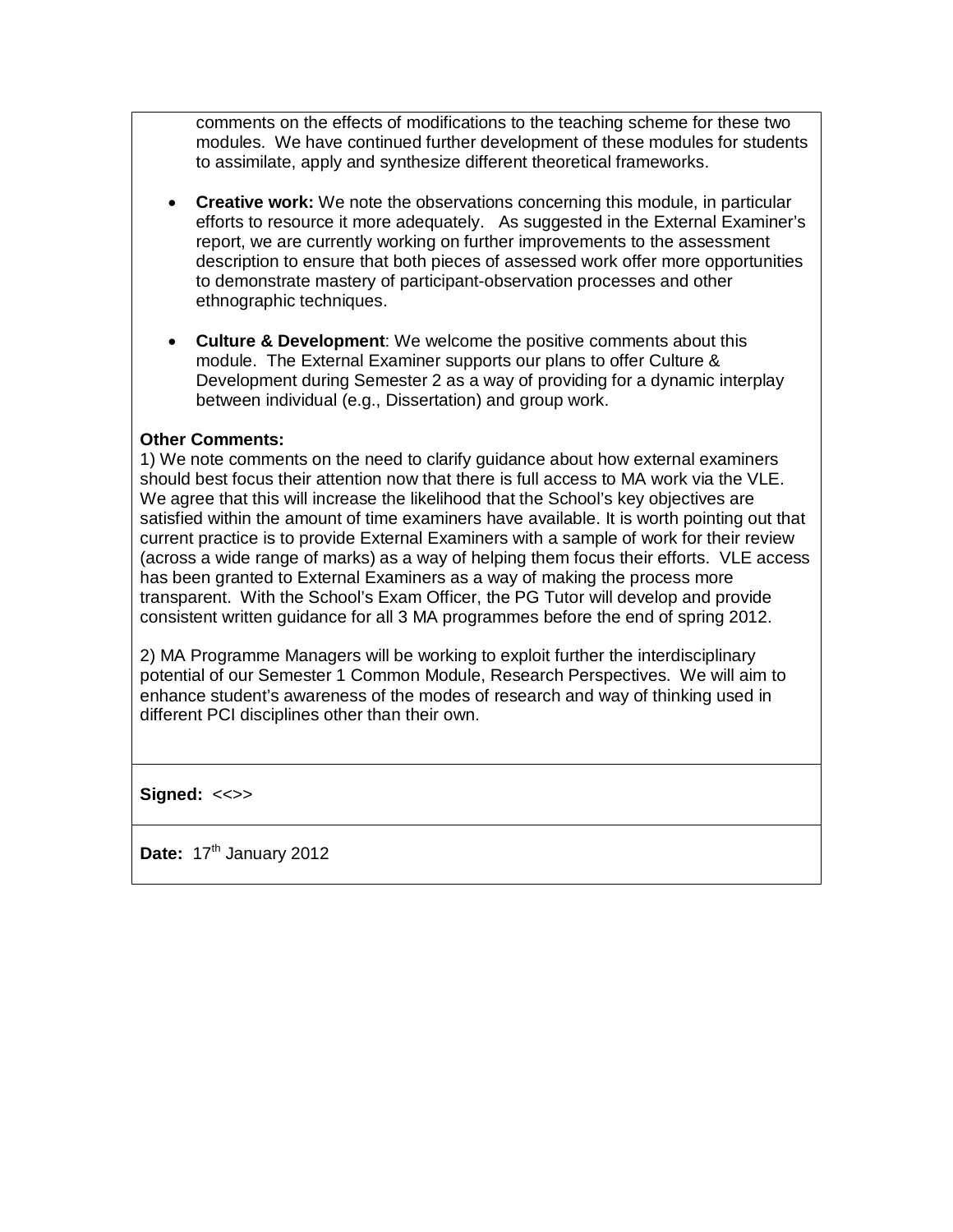comments on the effects of modifications to the teaching scheme for these two modules. We have continued further development of these modules for students to assimilate, apply and synthesize different theoretical frameworks.

- **Creative work:** We note the observations concerning this module, in particular efforts to resource it more adequately. As suggested in the External Examiner's report, we are currently working on further improvements to the assessment description to ensure that both pieces of assessed work offer more opportunities to demonstrate mastery of participant-observation processes and other ethnographic techniques.

- **Culture & Development**: We welcome the positive comments about this module. The External Examiner supports our plans to offer Culture & Development during Semester 2 as a way of providing for a dynamic interplay between individual (e.g., Dissertation) and group work.

**Other Comments:**

1) We note comments on the need to clarify guidance about how external examiners should best focus their attention now that there is full access to MA work via the VLE. We agree that this will increase the likelihood that the School's key objectives are satisfied within the amount of time examiners have available. It is worth pointing out that current practice is to provide External Examiners with a sample of work for their review (across a wide range of marks) as a way of helping them focus their efforts. VLE access has been granted to External Examiners as a way of making the process more transparent. With the School's Exam Officer, the PG Tutor will develop and provide consistent written guidance for all 3 MA programmes before the end of spring 2012.

2) MA Programme Managers will be working to exploit further the interdisciplinary potential of our Semester 1 Common Module, Research Perspectives. We will aim to enhance student's awareness of the modes of research and way of thinking used in different PCI disciplines other than their own.

**Signed:** <<>>

**Date:** 17th January 2012